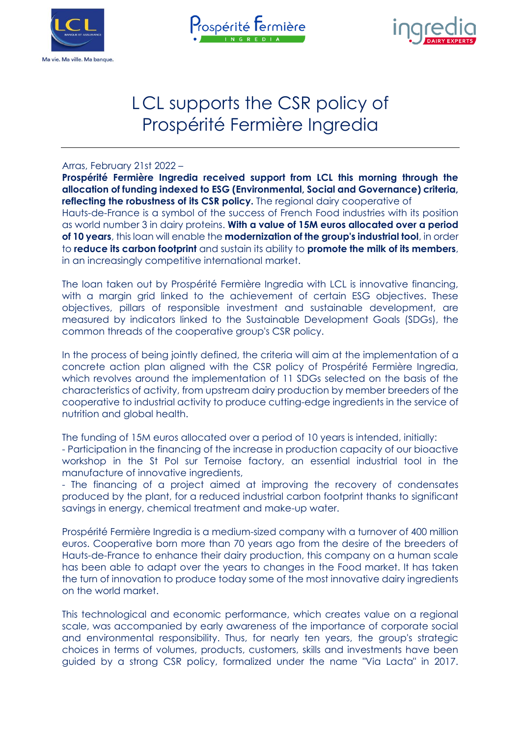# LCL supports the CSR policy of Prospérité Fermière Ingredia

Arras, February 21st 2022 –

**Prospérité Fermière Ingredia received support from LCL this morning through the allocation of funding indexed to ESG (Environmental, Social and Governance) criteria, reflecting the robustness of its CSR policy.** The regional dairy cooperative of Hauts-de-France is a symbol of the success of French Food industries with its position as world number 3 in dairy proteins. **With a value of 15M euros allocated over a period of 10 years**, this loan will enable the **modernization of the group's industrial tool**, in order to **reduce its carbon footprint** and sustain its ability to **promote the milk of its members**, in an increasingly competitive international market.

The loan taken out by Prospérité Fermière Ingredia with LCL is innovative financing, with a margin grid linked to the achievement of certain ESG objectives. These objectives, pillars of responsible investment and sustainable development, are measured by indicators linked to the Sustainable Development Goals (SDGs), the common threads of the cooperative group's CSR policy.

In the process of being jointly defined, the criteria will aim at the implementation of a concrete action plan aligned with the CSR policy of Prospérité Fermière Ingredia, which revolves around the implementation of 11 SDGs selected on the basis of the characteristics of activity, from upstream dairy production by member breeders of the cooperative to industrial activity to produce cutting-edge ingredients in the service of nutrition and global health.

The funding of 15M euros allocated over a period of 10 years is intended, initially:

- Participation in the financing of the increase in production capacity of our bioactive workshop in the St Pol sur Ternoise factory, an essential industrial tool in the manufacture of innovative ingredients,
- The financing of a project aimed at improving the recovery of condensates produced by the plant, for a reduced industrial carbon footprint thanks to significant savings in energy, chemical treatment and make-up water.

Prospérité Fermière Ingredia is a medium-sized company with a turnover of 400 million euros. Cooperative born more than 70 years ago from the desire of the breeders of Hauts-de-France to enhance their dairy production, this company on a human scale has been able to adapt over the years to changes in the Food market. It has taken the turn of innovation to produce today some of the most innovative dairy ingredients on the world market.

This technological and economic performance, which creates value on a regional scale, was accompanied by early awareness of the importance of corporate social and environmental responsibility. Thus, for nearly ten years, the group's strategic choices in terms of volumes, products, customers, skills and investments have been guided by a strong CSR policy, formalized under the name "Via Lacta" in 2017.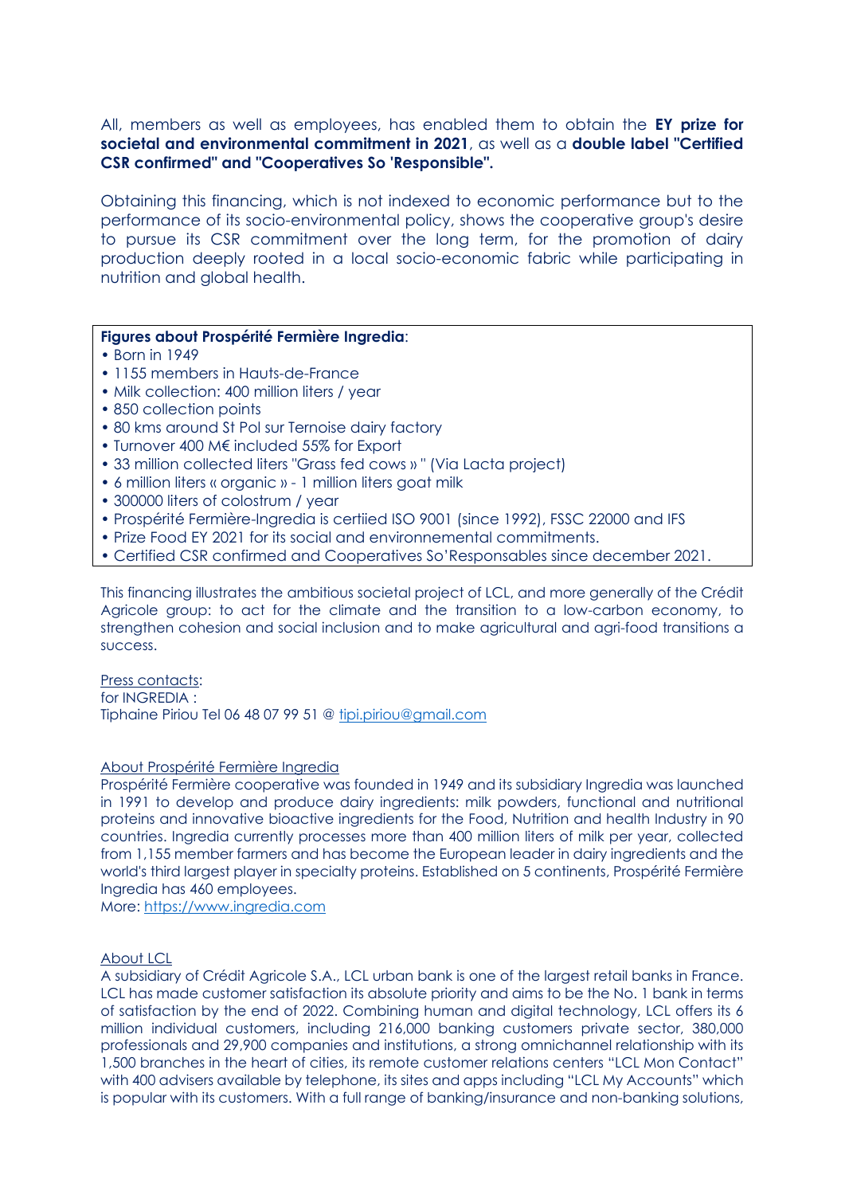All, members as well as employees, has enabled them to obtain the **EY prize for societal and environmental commitment in 2021**, as well as a **double label "Certified CSR confirmed" and "Cooperatives So 'Responsible".**

Obtaining this financing, which is not indexed to economic performance but to the performance of its socio-environmental policy, shows the cooperative group's desire to pursue its CSR commitment over the long term, for the promotion of dairy production deeply rooted in a local socio-economic fabric while participating in nutrition and global health.

**Figures about Prospérité Fermière Ingredia**:

- Born in 1949
- 1155 members in Hauts-de-France
- Milk collection: 400 million liters / year
- 850 collection points
- 80 kms around St Pol sur Ternoise dairy factory
- Turnover 400 M€ included 55% for Export
- 33 million collected liters "Grass fed cows » " (Via Lacta project)
- 6 million liters « organic » - 1 million liters goat milk
- 300000 liters of colostrum / year
- Prospérité Fermière-Ingredia is certiied ISO 9001 (since 1992), FSSC 22000 and IFS
- Prize Food EY 2021 for its social and environnemental commitments.
- Certified CSR confirmed and Cooperatives So'Responsables since december 2021.

This financing illustrates the ambitious societal project of LCL, and more generally of the Crédit Agricole group: to act for the climate and the transition to a low-carbon economy, to strengthen cohesion and social inclusion and to make agricultural and agri-food transitions a success.

Press contacts:
for INGREDIA :
Tiphaine Piriou Tel 06 48 07 99 51 @ tipi.piriou@gmail.com

About Prospérité Fermière Ingredia

Prospérité Fermière cooperative was founded in 1949 and its subsidiary Ingredia was launched in 1991 to develop and produce dairy ingredients: milk powders, functional and nutritional proteins and innovative bioactive ingredients for the Food, Nutrition and health Industry in 90 countries. Ingredia currently processes more than 400 million liters of milk per year, collected from 1,155 member farmers and has become the European leader in dairy ingredients and the world's third largest player in specialty proteins. Established on 5 continents, Prospérité Fermière Ingredia has 460 employees.
More: https://www.ingredia.com

About LCL

A subsidiary of Crédit Agricole S.A., LCL urban bank is one of the largest retail banks in France. LCL has made customer satisfaction its absolute priority and aims to be the No. 1 bank in terms of satisfaction by the end of 2022. Combining human and digital technology, LCL offers its 6 million individual customers, including 216,000 banking customers private sector, 380,000 professionals and 29,900 companies and institutions, a strong omnichannel relationship with its 1,500 branches in the heart of cities, its remote customer relations centers "LCL Mon Contact" with 400 advisers available by telephone, its sites and apps including "LCL My Accounts" which is popular with its customers. With a full range of banking/insurance and non-banking solutions,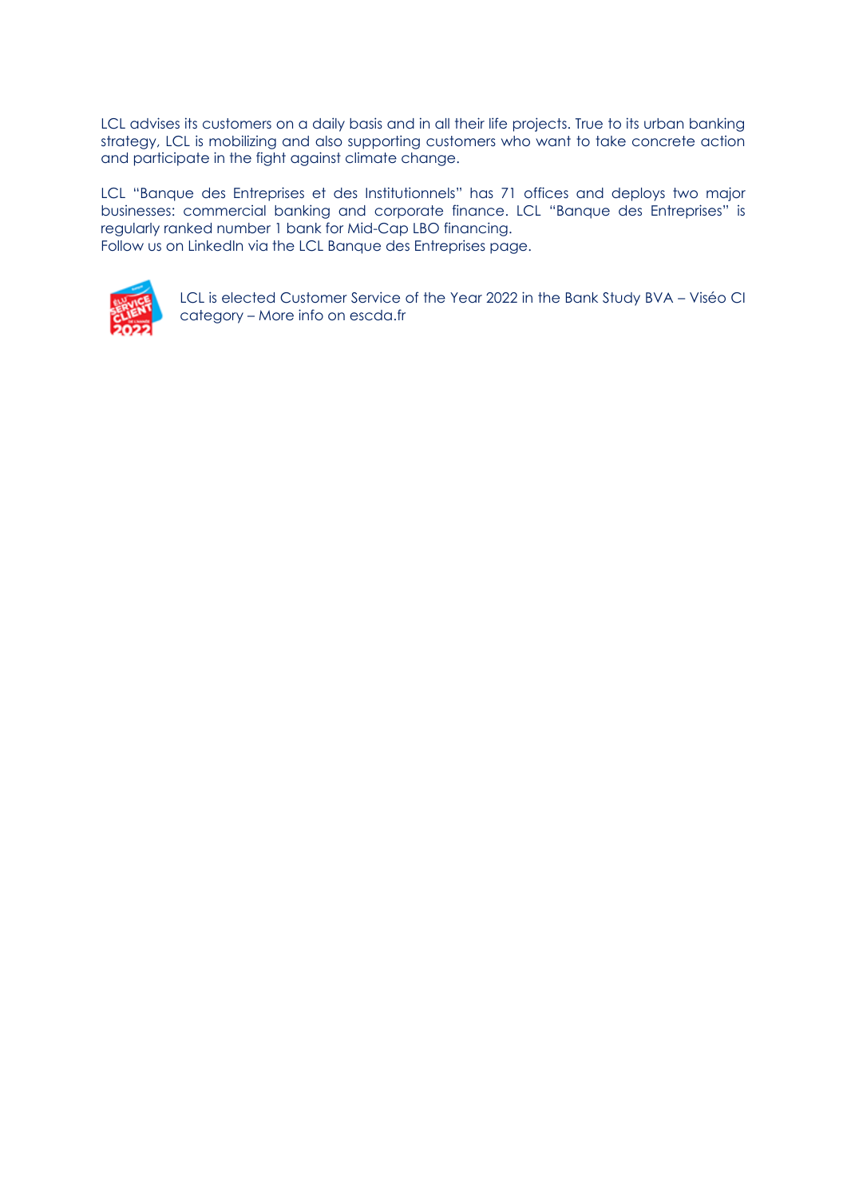LCL advises its customers on a daily basis and in all their life projects. True to its urban banking strategy, LCL is mobilizing and also supporting customers who want to take concrete action and participate in the fight against climate change.

LCL "Banque des Entreprises et des Institutionnels" has 71 offices and deploys two major businesses: commercial banking and corporate finance. LCL "Banque des Entreprises" is regularly ranked number 1 bank for Mid-Cap LBO financing.
Follow us on LinkedIn via the LCL Banque des Entreprises page.

LCL is elected Customer Service of the Year 2022 in the Bank Study BVA – Viséo CI category – More info on escda.fr